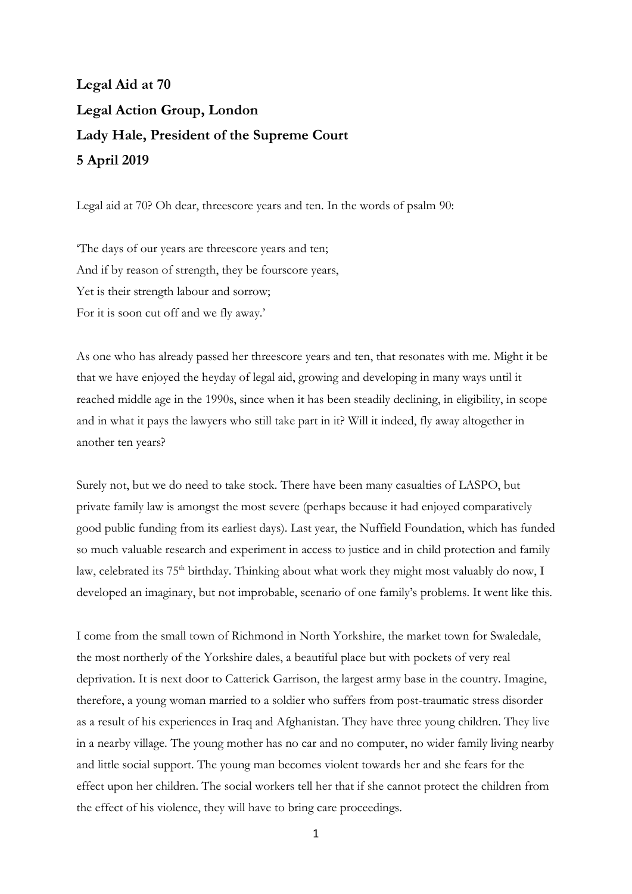**Legal Aid at 70**

**Legal Action Group, London**

**Lady Hale, President of the Supreme Court**

**5 April 2019**

Legal aid at 70? Oh dear, threescore years and ten. In the words of psalm 90:

'The days of our years are threescore years and ten;
And if by reason of strength, they be fourscore years,
Yet is their strength labour and sorrow;
For it is soon cut off and we fly away.'

As one who has already passed her threescore years and ten, that resonates with me. Might it be that we have enjoyed the heyday of legal aid, growing and developing in many ways until it reached middle age in the 1990s, since when it has been steadily declining, in eligibility, in scope and in what it pays the lawyers who still take part in it? Will it indeed, fly away altogether in another ten years?

Surely not, but we do need to take stock. There have been many casualties of LASPO, but private family law is amongst the most severe (perhaps because it had enjoyed comparatively good public funding from its earliest days). Last year, the Nuffield Foundation, which has funded so much valuable research and experiment in access to justice and in child protection and family law, celebrated its 75th birthday. Thinking about what work they might most valuably do now, I developed an imaginary, but not improbable, scenario of one family's problems. It went like this.

I come from the small town of Richmond in North Yorkshire, the market town for Swaledale, the most northerly of the Yorkshire dales, a beautiful place but with pockets of very real deprivation. It is next door to Catterick Garrison, the largest army base in the country. Imagine, therefore, a young woman married to a soldier who suffers from post-traumatic stress disorder as a result of his experiences in Iraq and Afghanistan. They have three young children. They live in a nearby village. The young mother has no car and no computer, no wider family living nearby and little social support. The young man becomes violent towards her and she fears for the effect upon her children. The social workers tell her that if she cannot protect the children from the effect of his violence, they will have to bring care proceedings.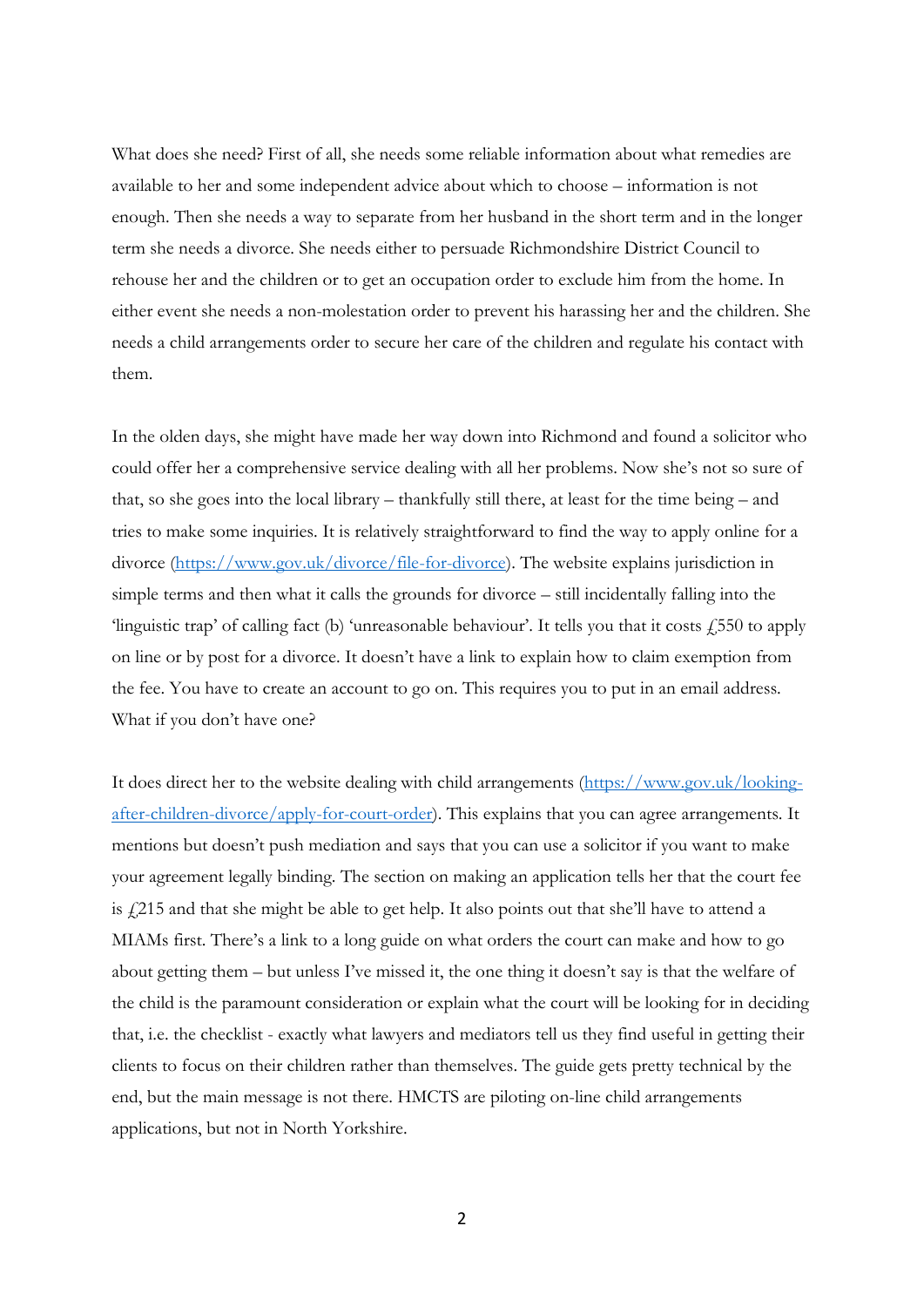What does she need? First of all, she needs some reliable information about what remedies are available to her and some independent advice about which to choose – information is not enough. Then she needs a way to separate from her husband in the short term and in the longer term she needs a divorce. She needs either to persuade Richmondshire District Council to rehouse her and the children or to get an occupation order to exclude him from the home. In either event she needs a non-molestation order to prevent his harassing her and the children. She needs a child arrangements order to secure her care of the children and regulate his contact with them.

In the olden days, she might have made her way down into Richmond and found a solicitor who could offer her a comprehensive service dealing with all her problems. Now she's not so sure of that, so she goes into the local library – thankfully still there, at least for the time being – and tries to make some inquiries. It is relatively straightforward to find the way to apply online for a divorce (https://www.gov.uk/divorce/file-for-divorce). The website explains jurisdiction in simple terms and then what it calls the grounds for divorce – still incidentally falling into the 'linguistic trap' of calling fact (b) 'unreasonable behaviour'. It tells you that it costs £550 to apply on line or by post for a divorce. It doesn't have a link to explain how to claim exemption from the fee. You have to create an account to go on. This requires you to put in an email address. What if you don't have one?

It does direct her to the website dealing with child arrangements (https://www.gov.uk/looking-after-children-divorce/apply-for-court-order). This explains that you can agree arrangements. It mentions but doesn't push mediation and says that you can use a solicitor if you want to make your agreement legally binding. The section on making an application tells her that the court fee is £215 and that she might be able to get help. It also points out that she'll have to attend a MIAMs first. There's a link to a long guide on what orders the court can make and how to go about getting them – but unless I've missed it, the one thing it doesn't say is that the welfare of the child is the paramount consideration or explain what the court will be looking for in deciding that, i.e. the checklist - exactly what lawyers and mediators tell us they find useful in getting their clients to focus on their children rather than themselves. The guide gets pretty technical by the end, but the main message is not there. HMCTS are piloting on-line child arrangements applications, but not in North Yorkshire.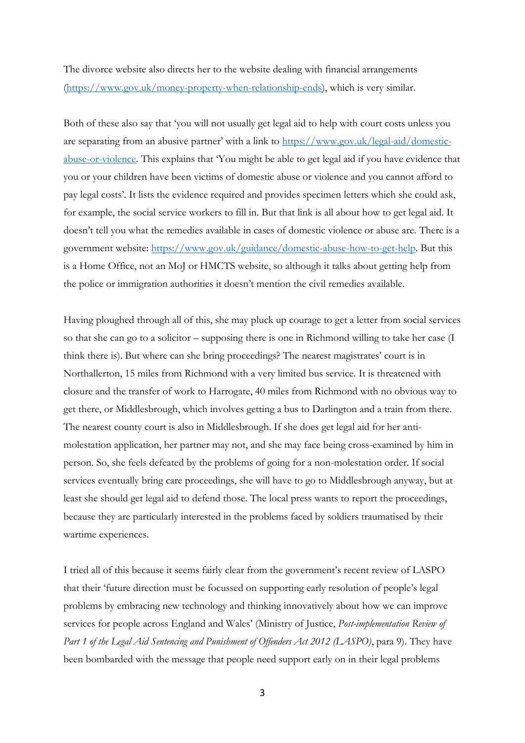The divorce website also directs her to the website dealing with financial arrangements (https://www.gov.uk/money-property-when-relationship-ends), which is very similar.

Both of these also say that 'you will not usually get legal aid to help with court costs unless you are separating from an abusive partner' with a link to https://www.gov.uk/legal-aid/domestic-abuse-or-violence. This explains that 'You might be able to get legal aid if you have evidence that you or your children have been victims of domestic abuse or violence and you cannot afford to pay legal costs'. It lists the evidence required and provides specimen letters which she could ask, for example, the social service workers to fill in. But that link is all about how to get legal aid. It doesn't tell you what the remedies available in cases of domestic violence or abuse are. There is a government website: https://www.gov.uk/guidance/domestic-abuse-how-to-get-help. But this is a Home Office, not an MoJ or HMCTS website, so although it talks about getting help from the police or immigration authorities it doesn't mention the civil remedies available.

Having ploughed through all of this, she may pluck up courage to get a letter from social services so that she can go to a solicitor – supposing there is one in Richmond willing to take her case (I think there is). But where can she bring proceedings? The nearest magistrates' court is in Northallerton, 15 miles from Richmond with a very limited bus service. It is threatened with closure and the transfer of work to Harrogate, 40 miles from Richmond with no obvious way to get there, or Middlesbrough, which involves getting a bus to Darlington and a train from there. The nearest county court is also in Middlesbrough. If she does get legal aid for her anti-molestation application, her partner may not, and she may face being cross-examined by him in person. So, she feels defeated by the problems of going for a non-molestation order. If social services eventually bring care proceedings, she will have to go to Middlesbrough anyway, but at least she should get legal aid to defend those. The local press wants to report the proceedings, because they are particularly interested in the problems faced by soldiers traumatised by their wartime experiences.

I tried all of this because it seems fairly clear from the government's recent review of LASPO that their 'future direction must be focussed on supporting early resolution of people's legal problems by embracing new technology and thinking innovatively about how we can improve services for people across England and Wales' (Ministry of Justice, *Post-implementation Review of Part 1 of the Legal Aid Sentencing and Punishment of Offenders Act 2012 (LASPO)*, para 9). They have been bombarded with the message that people need support early on in their legal problems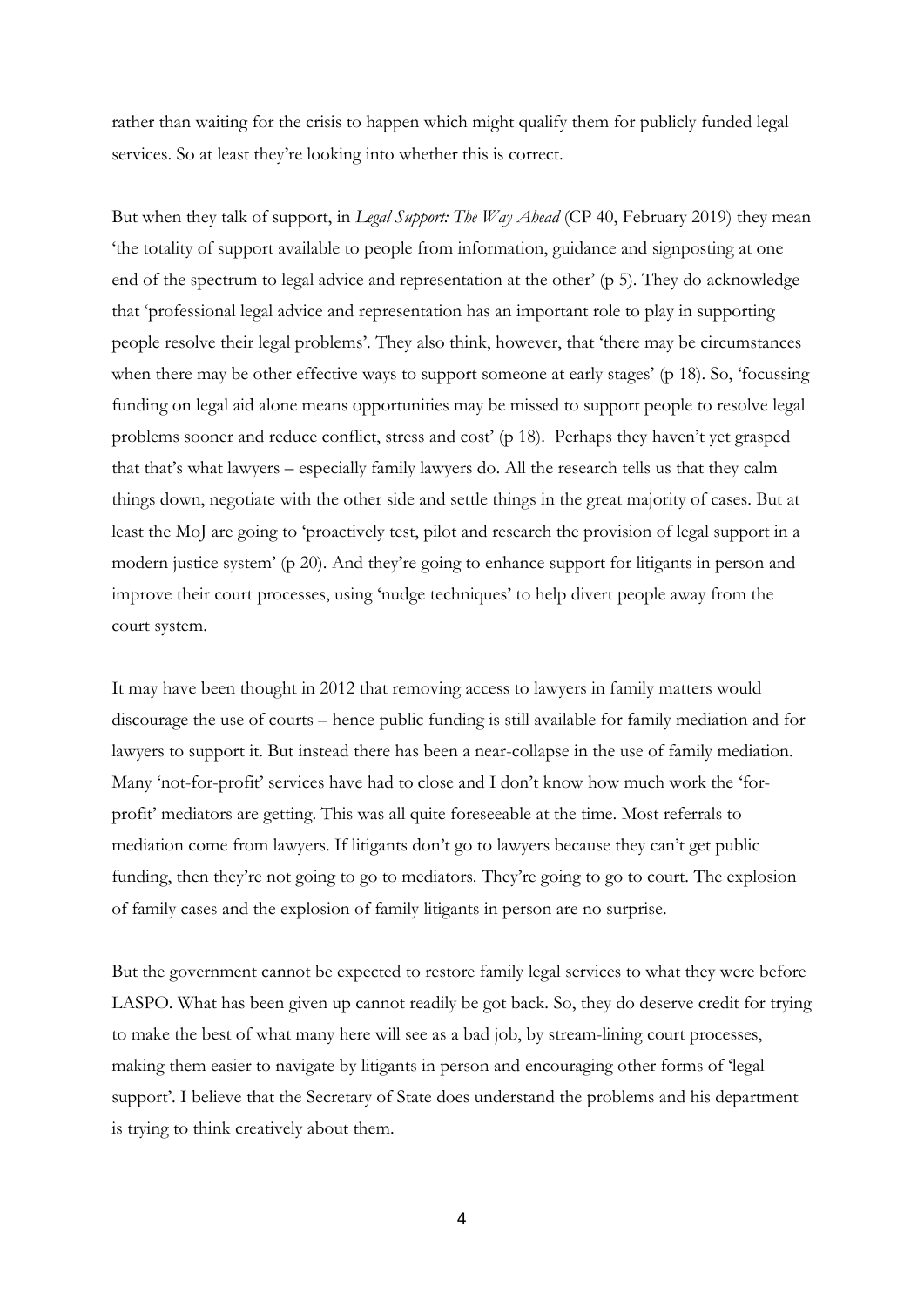rather than waiting for the crisis to happen which might qualify them for publicly funded legal services. So at least they're looking into whether this is correct.

But when they talk of support, in *Legal Support: The Way Ahead* (CP 40, February 2019) they mean 'the totality of support available to people from information, guidance and signposting at one end of the spectrum to legal advice and representation at the other' (p 5). They do acknowledge that 'professional legal advice and representation has an important role to play in supporting people resolve their legal problems'. They also think, however, that 'there may be circumstances when there may be other effective ways to support someone at early stages' (p 18). So, 'focussing funding on legal aid alone means opportunities may be missed to support people to resolve legal problems sooner and reduce conflict, stress and cost' (p 18). Perhaps they haven't yet grasped that that's what lawyers – especially family lawyers do. All the research tells us that they calm things down, negotiate with the other side and settle things in the great majority of cases. But at least the MoJ are going to 'proactively test, pilot and research the provision of legal support in a modern justice system' (p 20). And they're going to enhance support for litigants in person and improve their court processes, using 'nudge techniques' to help divert people away from the court system.

It may have been thought in 2012 that removing access to lawyers in family matters would discourage the use of courts – hence public funding is still available for family mediation and for lawyers to support it. But instead there has been a near-collapse in the use of family mediation. Many 'not-for-profit' services have had to close and I don't know how much work the 'for-profit' mediators are getting. This was all quite foreseeable at the time. Most referrals to mediation come from lawyers. If litigants don't go to lawyers because they can't get public funding, then they're not going to go to mediators. They're going to go to court. The explosion of family cases and the explosion of family litigants in person are no surprise.

But the government cannot be expected to restore family legal services to what they were before LASPO. What has been given up cannot readily be got back. So, they do deserve credit for trying to make the best of what many here will see as a bad job, by stream-lining court processes, making them easier to navigate by litigants in person and encouraging other forms of 'legal support'. I believe that the Secretary of State does understand the problems and his department is trying to think creatively about them.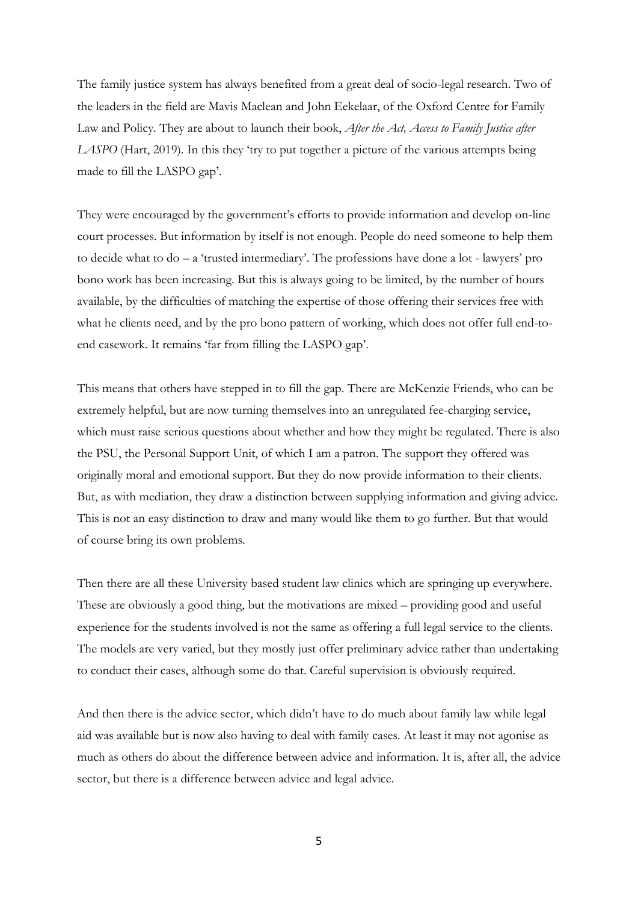The family justice system has always benefited from a great deal of socio-legal research. Two of the leaders in the field are Mavis Maclean and John Eekelaar, of the Oxford Centre for Family Law and Policy. They are about to launch their book, *After the Act, Access to Family Justice after LASPO* (Hart, 2019). In this they 'try to put together a picture of the various attempts being made to fill the LASPO gap'.

They were encouraged by the government's efforts to provide information and develop on-line court processes. But information by itself is not enough. People do need someone to help them to decide what to do – a 'trusted intermediary'. The professions have done a lot - lawyers' pro bono work has been increasing. But this is always going to be limited, by the number of hours available, by the difficulties of matching the expertise of those offering their services free with what he clients need, and by the pro bono pattern of working, which does not offer full end-to-end casework. It remains 'far from filling the LASPO gap'.

This means that others have stepped in to fill the gap. There are McKenzie Friends, who can be extremely helpful, but are now turning themselves into an unregulated fee-charging service, which must raise serious questions about whether and how they might be regulated. There is also the PSU, the Personal Support Unit, of which I am a patron. The support they offered was originally moral and emotional support. But they do now provide information to their clients. But, as with mediation, they draw a distinction between supplying information and giving advice. This is not an easy distinction to draw and many would like them to go further. But that would of course bring its own problems.

Then there are all these University based student law clinics which are springing up everywhere. These are obviously a good thing, but the motivations are mixed – providing good and useful experience for the students involved is not the same as offering a full legal service to the clients. The models are very varied, but they mostly just offer preliminary advice rather than undertaking to conduct their cases, although some do that. Careful supervision is obviously required.

And then there is the advice sector, which didn't have to do much about family law while legal aid was available but is now also having to deal with family cases. At least it may not agonise as much as others do about the difference between advice and information. It is, after all, the advice sector, but there is a difference between advice and legal advice.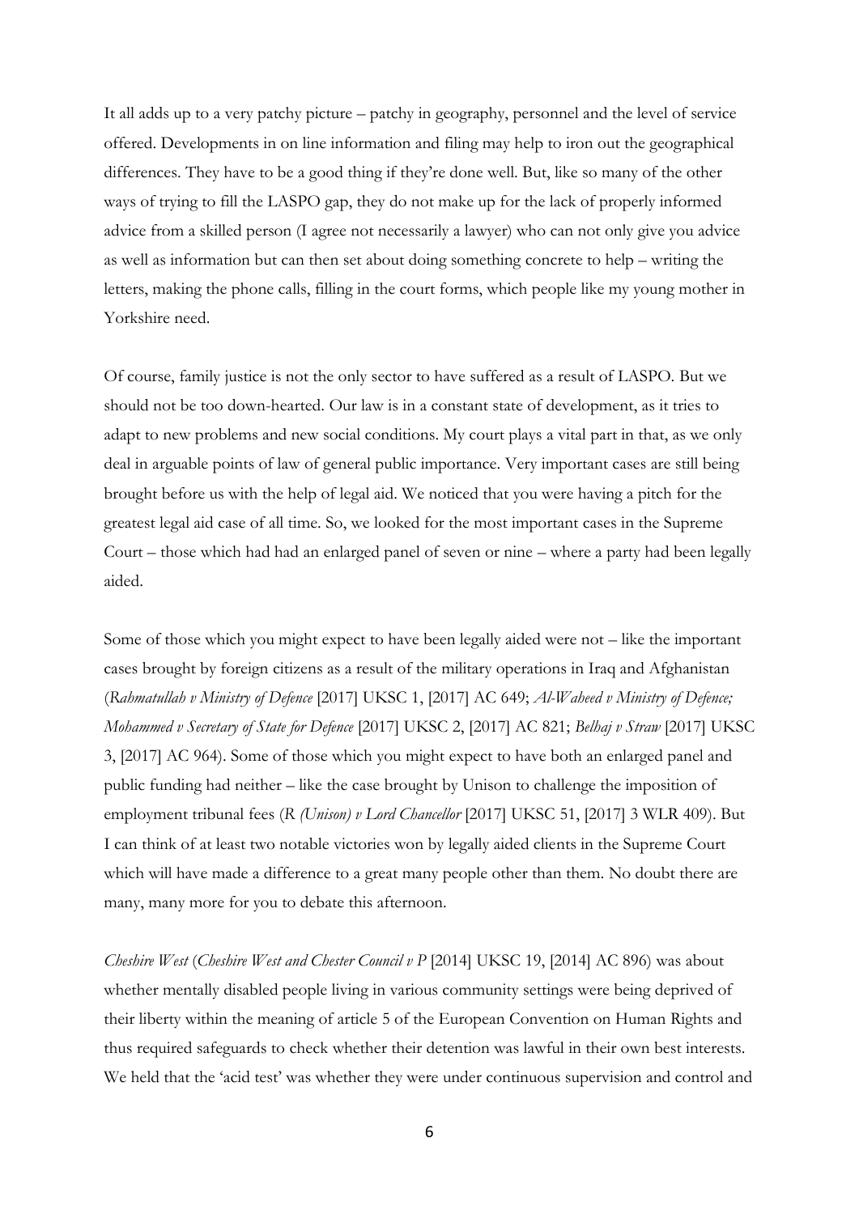It all adds up to a very patchy picture – patchy in geography, personnel and the level of service offered. Developments in on line information and filing may help to iron out the geographical differences. They have to be a good thing if they're done well. But, like so many of the other ways of trying to fill the LASPO gap, they do not make up for the lack of properly informed advice from a skilled person (I agree not necessarily a lawyer) who can not only give you advice as well as information but can then set about doing something concrete to help – writing the letters, making the phone calls, filling in the court forms, which people like my young mother in Yorkshire need.

Of course, family justice is not the only sector to have suffered as a result of LASPO. But we should not be too down-hearted. Our law is in a constant state of development, as it tries to adapt to new problems and new social conditions. My court plays a vital part in that, as we only deal in arguable points of law of general public importance. Very important cases are still being brought before us with the help of legal aid. We noticed that you were having a pitch for the greatest legal aid case of all time. So, we looked for the most important cases in the Supreme Court – those which had had an enlarged panel of seven or nine – where a party had been legally aided.

Some of those which you might expect to have been legally aided were not – like the important cases brought by foreign citizens as a result of the military operations in Iraq and Afghanistan (*Rahmatullah v Ministry of Defence* [2017] UKSC 1, [2017] AC 649; *Al-Waheed v Ministry of Defence; Mohammed v Secretary of State for Defence* [2017] UKSC 2, [2017] AC 821; *Belhaj v Straw* [2017] UKSC 3, [2017] AC 964). Some of those which you might expect to have both an enlarged panel and public funding had neither – like the case brought by Unison to challenge the imposition of employment tribunal fees (*R (Unison) v Lord Chancellor* [2017] UKSC 51, [2017] 3 WLR 409). But I can think of at least two notable victories won by legally aided clients in the Supreme Court which will have made a difference to a great many people other than them. No doubt there are many, many more for you to debate this afternoon.

*Cheshire West* (*Cheshire West and Chester Council v P* [2014] UKSC 19, [2014] AC 896) was about whether mentally disabled people living in various community settings were being deprived of their liberty within the meaning of article 5 of the European Convention on Human Rights and thus required safeguards to check whether their detention was lawful in their own best interests. We held that the 'acid test' was whether they were under continuous supervision and control and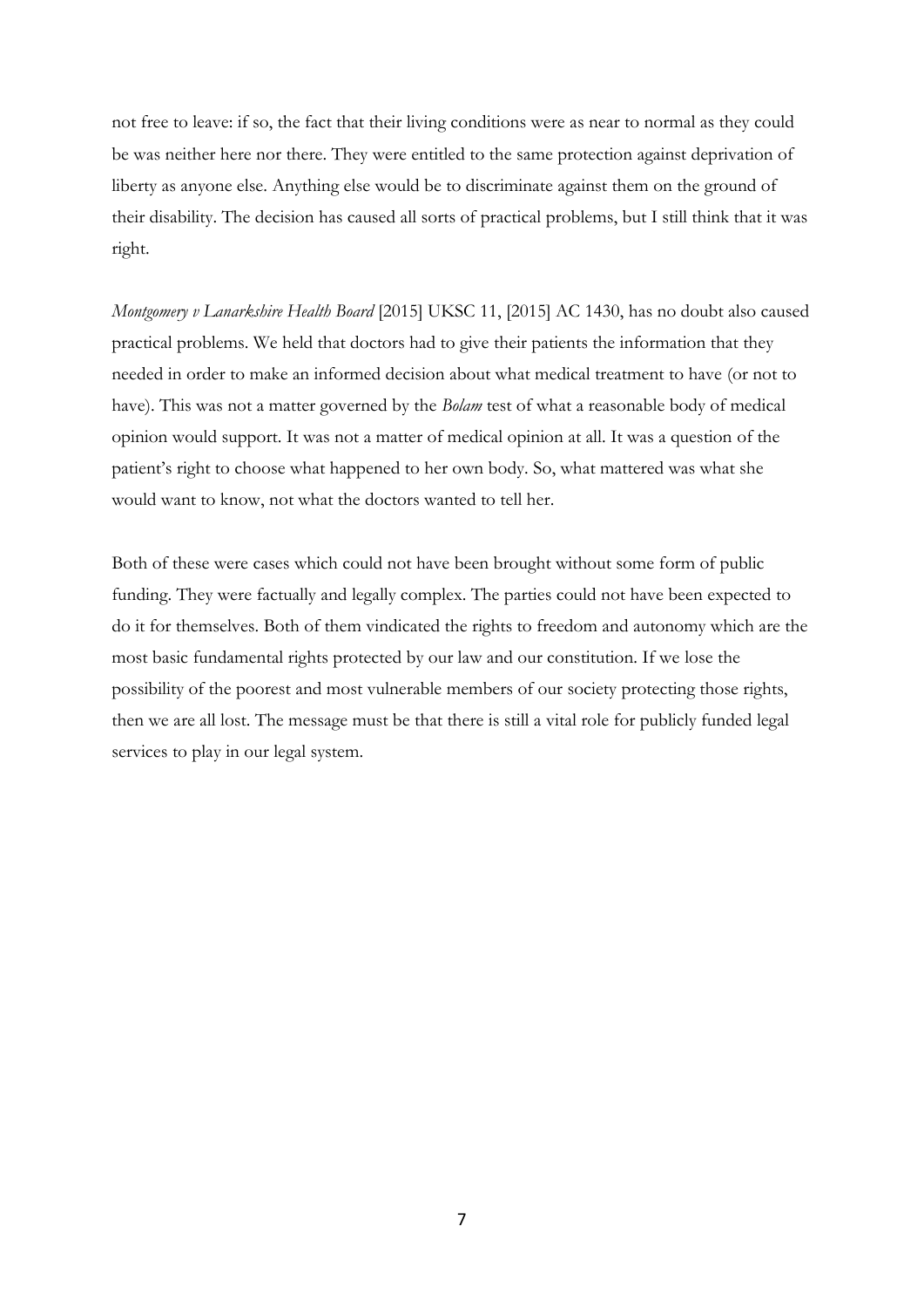not free to leave: if so, the fact that their living conditions were as near to normal as they could be was neither here nor there. They were entitled to the same protection against deprivation of liberty as anyone else. Anything else would be to discriminate against them on the ground of their disability. The decision has caused all sorts of practical problems, but I still think that it was right.

*Montgomery v Lanarkshire Health Board* [2015] UKSC 11, [2015] AC 1430, has no doubt also caused practical problems. We held that doctors had to give their patients the information that they needed in order to make an informed decision about what medical treatment to have (or not to have). This was not a matter governed by the *Bolam* test of what a reasonable body of medical opinion would support. It was not a matter of medical opinion at all. It was a question of the patient's right to choose what happened to her own body. So, what mattered was what she would want to know, not what the doctors wanted to tell her.

Both of these were cases which could not have been brought without some form of public funding. They were factually and legally complex. The parties could not have been expected to do it for themselves. Both of them vindicated the rights to freedom and autonomy which are the most basic fundamental rights protected by our law and our constitution. If we lose the possibility of the poorest and most vulnerable members of our society protecting those rights, then we are all lost. The message must be that there is still a vital role for publicly funded legal services to play in our legal system.